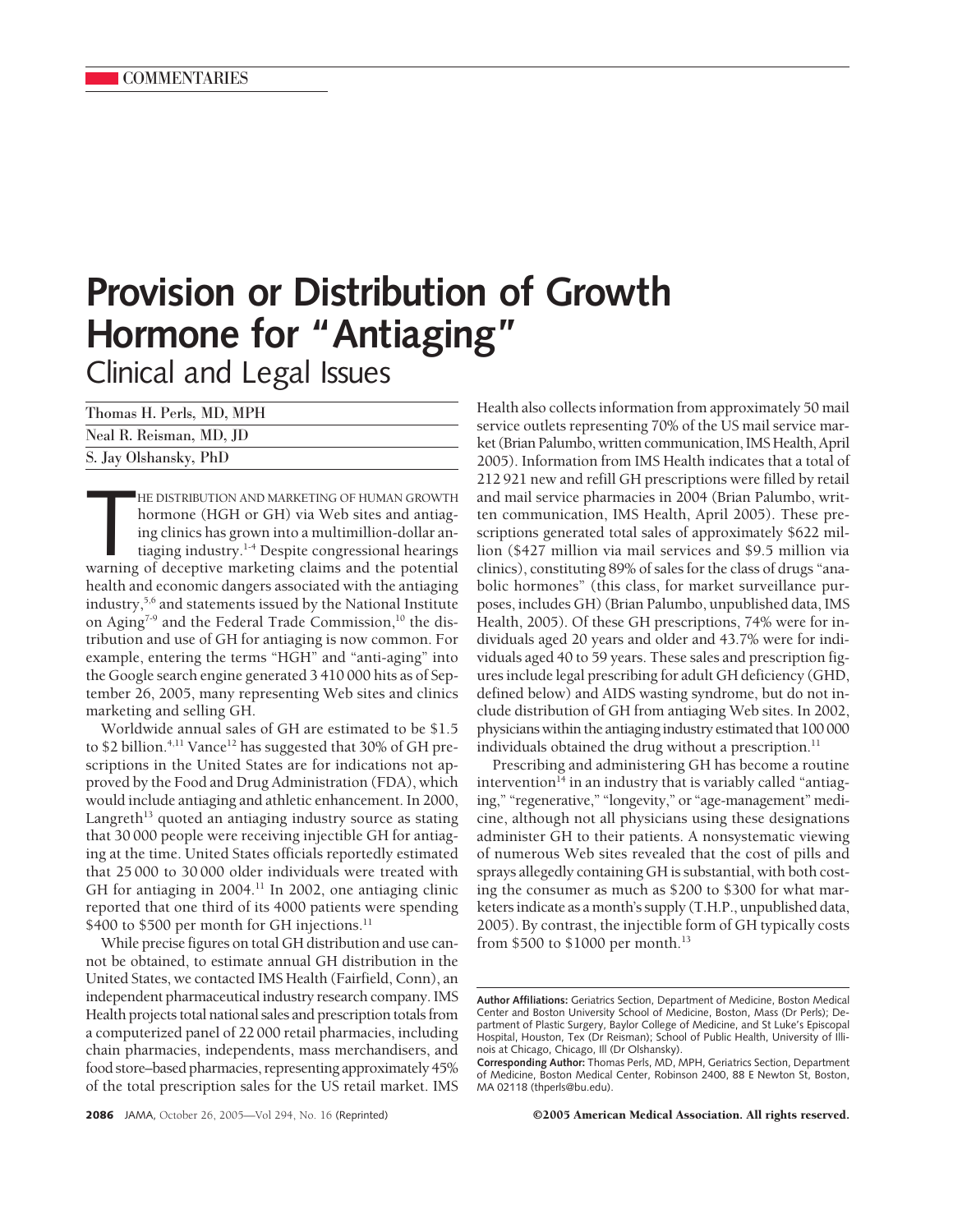COMMENTARIES

# Provision or Distribution of Growth Hormone for "Antiaging"

## Clinical and Legal Issues

Thomas H. Perls, MD, MPH

Neal R. Reisman, MD, JD

S. Jay Olshansky, PhD

THE DISTRIBUTION AND MARKETING OF HUMAN GROWTH hormone (HGH or GH) via Web sites and antiaging clinics has grown into a multimillion-dollar antiaging industry.[1-4] Despite congressional hearings warning of deceptive marketing claims and the potential health and economic dangers associated with the antiaging industry,[5,6] and statements issued by the National Institute on Aging[7-9] and the Federal Trade Commission,[10] the distribution and use of GH for antiaging is now common. For example, entering the terms "HGH" and "anti-aging" into the Google search engine generated 3 410 000 hits as of September 26, 2005, many representing Web sites and clinics marketing and selling GH.

Worldwide annual sales of GH are estimated to be $1.5 to $2 billion.[4,11] Vance[12] has suggested that 30% of GH prescriptions in the United States are for indications not approved by the Food and Drug Administration (FDA), which would include antiaging and athletic enhancement. In 2000, Langreth[13] quoted an antiaging industry source as stating that 30 000 people were receiving injectible GH for antiaging at the time. United States officials reportedly estimated that 25 000 to 30 000 older individuals were treated with GH for antiaging in 2004.[11] In 2002, one antiaging clinic reported that one third of its 4000 patients were spending $400 to $500 per month for GH injections.[11]

While precise figures on total GH distribution and use cannot be obtained, to estimate annual GH distribution in the United States, we contacted IMS Health (Fairfield, Conn), an independent pharmaceutical industry research company. IMS Health projects total national sales and prescription totals from a computerized panel of 22 000 retail pharmacies, including chain pharmacies, independents, mass merchandisers, and food store–based pharmacies, representing approximately 45% of the total prescription sales for the US retail market. IMS Health also collects information from approximately 50 mail service outlets representing 70% of the US mail service market (Brian Palumbo, written communication, IMS Health, April 2005). Information from IMS Health indicates that a total of 212 921 new and refill GH prescriptions were filled by retail and mail service pharmacies in 2004 (Brian Palumbo, written communication, IMS Health, April 2005). These prescriptions generated total sales of approximately $622 million ($427 million via mail services and $9.5 million via clinics), constituting 89% of sales for the class of drugs "anabolic hormones" (this class, for market surveillance purposes, includes GH) (Brian Palumbo, unpublished data, IMS Health, 2005). Of these GH prescriptions, 74% were for individuals aged 20 years and older and 43.7% were for individuals aged 40 to 59 years. These sales and prescription figures include legal prescribing for adult GH deficiency (GHD, defined below) and AIDS wasting syndrome, but do not include distribution of GH from antiaging Web sites. In 2002, physicians within the antiaging industry estimated that 100 000 individuals obtained the drug without a prescription.[11]

Prescribing and administering GH has become a routine intervention[14] in an industry that is variably called "antiaging," "regenerative," "longevity," or "age-management" medicine, although not all physicians using these designations administer GH to their patients. A nonsystematic viewing of numerous Web sites revealed that the cost of pills and sprays allegedly containing GH is substantial, with both costing the consumer as much as $200 to $300 for what marketers indicate as a month's supply (T.H.P., unpublished data, 2005). By contrast, the injectible form of GH typically costs from $500 to $1000 per month.[13]

**Author Affiliations:** Geriatrics Section, Department of Medicine, Boston Medical Center and Boston University School of Medicine, Boston, Mass (Dr Perls); Department of Plastic Surgery, Baylor College of Medicine, and St Luke's Episcopal Hospital, Houston, Tex (Dr Reisman); School of Public Health, University of Illinois at Chicago, Chicago, Ill (Dr Olshansky).

**Corresponding Author:** Thomas Perls, MD, MPH, Geriatrics Section, Department of Medicine, Boston Medical Center, Robinson 2400, 88 E Newton St, Boston, MA 02118 (thperls@bu.edu).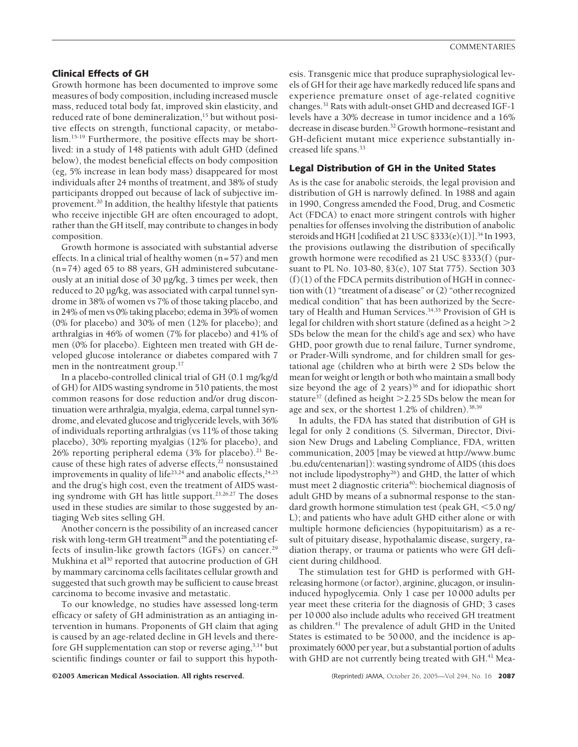## Clinical Effects of GH

Growth hormone has been documented to improve some measures of body composition, including increased muscle mass, reduced total body fat, improved skin elasticity, and reduced rate of bone demineralization,[15] but without positive effects on strength, functional capacity, or metabolism.[15-19] Furthermore, the positive effects may be short-lived: in a study of 148 patients with adult GHD (defined below), the modest beneficial effects on body composition (eg, 5% increase in lean body mass) disappeared for most individuals after 24 months of treatment, and 38% of study participants dropped out because of lack of subjective improvement.[20] In addition, the healthy lifestyle that patients who receive injectible GH are often encouraged to adopt, rather than the GH itself, may contribute to changes in body composition.

Growth hormone is associated with substantial adverse effects. In a clinical trial of healthy women (n=57) and men (n=74) aged 65 to 88 years, GH administered subcutaneously at an initial dose of 30 µg/kg, 3 times per week, then reduced to 20 µg/kg, was associated with carpal tunnel syndrome in 38% of women vs 7% of those taking placebo, and in 24% of men vs 0% taking placebo; edema in 39% of women (0% for placebo) and 30% of men (12% for placebo); and arthralgias in 46% of women (7% for placebo) and 41% of men (0% for placebo). Eighteen men treated with GH developed glucose intolerance or diabetes compared with 7 men in the nontreatment group.[17]

In a placebo-controlled clinical trial of GH (0.1 mg/kg/d of GH) for AIDS wasting syndrome in 510 patients, the most common reasons for dose reduction and/or drug discontinuation were arthralgia, myalgia, edema, carpal tunnel syndrome, and elevated glucose and triglyceride levels, with 36% of individuals reporting arthralgias (vs 11% of those taking placebo), 30% reporting myalgias (12% for placebo), and 26% reporting peripheral edema (3% for placebo).[21] Because of these high rates of adverse effects,[22] nonsustained improvements in quality of life[23,24] and anabolic effects,[24,25] and the drug's high cost, even the treatment of AIDS wasting syndrome with GH has little support.[23,26,27] The doses used in these studies are similar to those suggested by antiaging Web sites selling GH.

Another concern is the possibility of an increased cancer risk with long-term GH treatment[28] and the potentiating effects of insulin-like growth factors (IGFs) on cancer.[29] Mukhina et al[30] reported that autocrine production of GH by mammary carcinoma cells facilitates cellular growth and suggested that such growth may be sufficient to cause breast carcinoma to become invasive and metastatic.

To our knowledge, no studies have assessed long-term efficacy or safety of GH administration as an antiaging intervention in humans. Proponents of GH claim that aging is caused by an age-related decline in GH levels and therefore GH supplementation can stop or reverse aging,[3,14] but scientific findings counter or fail to support this hypothesis. Transgenic mice that produce supraphysiological levels of GH for their age have markedly reduced life spans and experience premature onset of age-related cognitive changes.[31] Rats with adult-onset GHD and decreased IGF-1 levels have a 30% decrease in tumor incidence and a 16% decrease in disease burden.[32] Growth hormone–resistant and GH-deficient mutant mice experience substantially increased life spans.[33]

## Legal Distribution of GH in the United States

As is the case for anabolic steroids, the legal provision and distribution of GH is narrowly defined. In 1988 and again in 1990, Congress amended the Food, Drug, and Cosmetic Act (FDCA) to enact more stringent controls with higher penalties for offenses involving the distribution of anabolic steroids and HGH [codified at 21 USC §333(e)(1)].[34] In 1993, the provisions outlawing the distribution of specifically growth hormone were recodified as 21 USC §333(f) (pursuant to PL No. 103-80, §3(e), 107 Stat 775). Section 303 (f)(1) of the FDCA permits distribution of HGH in connection with (1) "treatment of a disease" or (2) "other recognized medical condition" that has been authorized by the Secretary of Health and Human Services.[34,35] Provision of GH is legal for children with short stature (defined as a height >2 SDs below the mean for the child's age and sex) who have GHD, poor growth due to renal failure, Turner syndrome, or Prader-Willi syndrome, and for children small for gestational age (children who at birth were 2 SDs below the mean for weight or length or both who maintain a small body size beyond the age of 2 years)[36] and for idiopathic short stature[37] (defined as height >2.25 SDs below the mean for age and sex, or the shortest 1.2% of children).[38,39]

In adults, the FDA has stated that distribution of GH is legal for only 2 conditions (S. Silverman, Director, Division New Drugs and Labeling Compliance, FDA, written communication, 2005 [may be viewed at http://www.bumc.bu.edu/centenarian]): wasting syndrome of AIDS (this does not include lipodystrophy[26]) and GHD, the latter of which must meet 2 diagnostic criteria[40]: biochemical diagnosis of adult GHD by means of a subnormal response to the standard growth hormone stimulation test (peak GH, <5.0 ng/L); and patients who have adult GHD either alone or with multiple hormone deficiencies (hypopituitarism) as a result of pituitary disease, hypothalamic disease, surgery, radiation therapy, or trauma or patients who were GH deficient during childhood.

The stimulation test for GHD is performed with GH-releasing hormone (or factor), arginine, glucagon, or insulin-induced hypoglycemia. Only 1 case per 10 000 adults per year meet these criteria for the diagnosis of GHD; 3 cases per 10 000 also include adults who received GH treatment as children.[41] The prevalence of adult GHD in the United States is estimated to be 50 000, and the incidence is approximately 6000 per year, but a substantial portion of adults with GHD are not currently being treated with GH.[41] Mea-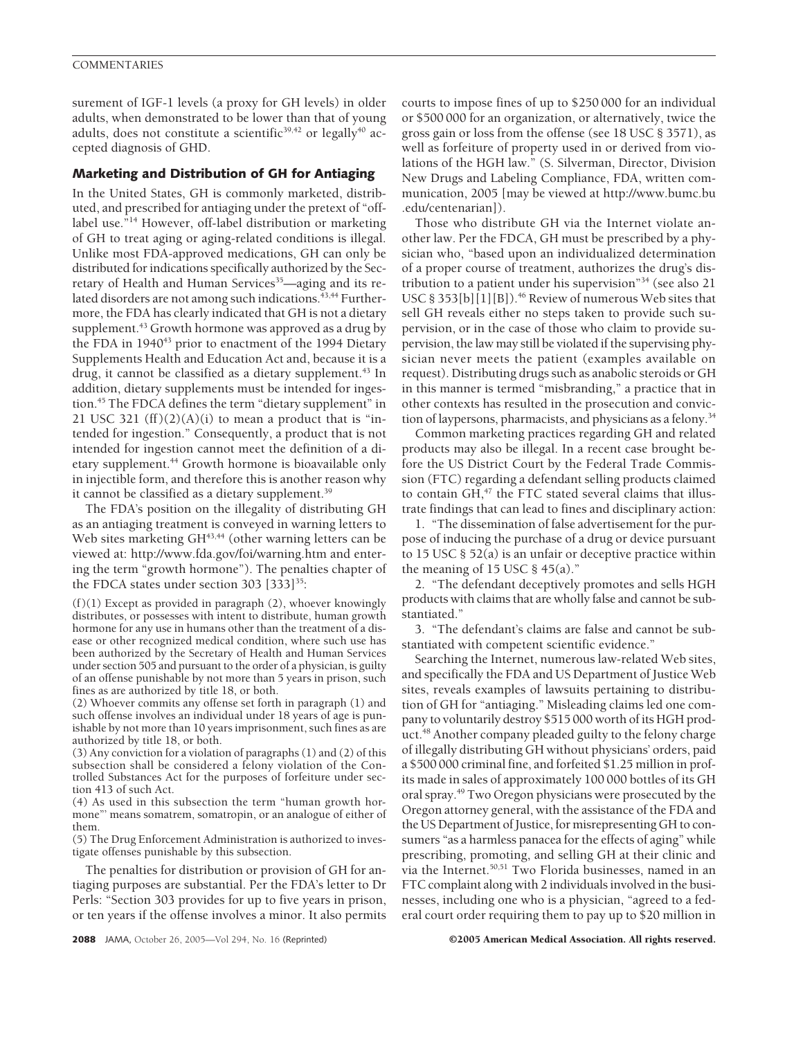surement of IGF-1 levels (a proxy for GH levels) in older adults, when demonstrated to be lower than that of young adults, does not constitute a scientific[39,42] or legally[40] accepted diagnosis of GHD.

## Marketing and Distribution of GH for Antiaging

In the United States, GH is commonly marketed, distributed, and prescribed for antiaging under the pretext of "off-label use."[14] However, off-label distribution or marketing of GH to treat aging or aging-related conditions is illegal. Unlike most FDA-approved medications, GH can only be distributed for indications specifically authorized by the Secretary of Health and Human Services[35]—aging and its related disorders are not among such indications.[43,44] Furthermore, the FDA has clearly indicated that GH is not a dietary supplement.[43] Growth hormone was approved as a drug by the FDA in 1940[43] prior to enactment of the 1994 Dietary Supplements Health and Education Act and, because it is a drug, it cannot be classified as a dietary supplement.[43] In addition, dietary supplements must be intended for ingestion.[45] The FDCA defines the term "dietary supplement" in 21 USC 321 (ff)(2)(A)(i) to mean a product that is "intended for ingestion." Consequently, a product that is not intended for ingestion cannot meet the definition of a dietary supplement.[44] Growth hormone is bioavailable only in injectible form, and therefore this is another reason why it cannot be classified as a dietary supplement.[39]

The FDA's position on the illegality of distributing GH as an antiaging treatment is conveyed in warning letters to Web sites marketing GH[43,44] (other warning letters can be viewed at: http://www.fda.gov/foi/warning.htm and entering the term "growth hormone"). The penalties chapter of the FDCA states under section 303 [333][35]:

> (f)(1) Except as provided in paragraph (2), whoever knowingly distributes, or possesses with intent to distribute, human growth hormone for any use in humans other than the treatment of a disease or other recognized medical condition, where such use has been authorized by the Secretary of Health and Human Services under section 505 and pursuant to the order of a physician, is guilty of an offense punishable by not more than 5 years in prison, such fines as are authorized by title 18, or both.
>
> (2) Whoever commits any offense set forth in paragraph (1) and such offense involves an individual under 18 years of age is punishable by not more than 10 years imprisonment, such fines as are authorized by title 18, or both.
>
> (3) Any conviction for a violation of paragraphs (1) and (2) of this subsection shall be considered a felony violation of the Controlled Substances Act for the purposes of forfeiture under section 413 of such Act.
>
> (4) As used in this subsection the term "human growth hormone"' means somatrem, somatropin, or an analogue of either of them.
>
> (5) The Drug Enforcement Administration is authorized to investigate offenses punishable by this subsection.

The penalties for distribution or provision of GH for antiaging purposes are substantial. Per the FDA's letter to Dr Perls: "Section 303 provides for up to five years in prison, or ten years if the offense involves a minor. It also permits courts to impose fines of up to $250 000 for an individual or $500 000 for an organization, or alternatively, twice the gross gain or loss from the offense (see 18 USC § 3571), as well as forfeiture of property used in or derived from violations of the HGH law." (S. Silverman, Director, Division New Drugs and Labeling Compliance, FDA, written communication, 2005 [may be viewed at http://www.bumc.bu.edu/centenarian]).

Those who distribute GH via the Internet violate another law. Per the FDCA, GH must be prescribed by a physician who, "based upon an individualized determination of a proper course of treatment, authorizes the drug's distribution to a patient under his supervision"[34] (see also 21 USC § 353[b][1][B]).[46] Review of numerous Web sites that sell GH reveals either no steps taken to provide such supervision, or in the case of those who claim to provide supervision, the law may still be violated if the supervising physician never meets the patient (examples available on request). Distributing drugs such as anabolic steroids or GH in this manner is termed "misbranding," a practice that in other contexts has resulted in the prosecution and conviction of laypersons, pharmacists, and physicians as a felony.[34]

Common marketing practices regarding GH and related products may also be illegal. In a recent case brought before the US District Court by the Federal Trade Commission (FTC) regarding a defendant selling products claimed to contain GH,[47] the FTC stated several claims that illustrate findings that can lead to fines and disciplinary action:

1. "The dissemination of false advertisement for the purpose of inducing the purchase of a drug or device pursuant to 15 USC § 52(a) is an unfair or deceptive practice within the meaning of 15 USC § 45(a)."

2. "The defendant deceptively promotes and sells HGH products with claims that are wholly false and cannot be substantiated."

3. "The defendant's claims are false and cannot be substantiated with competent scientific evidence."

Searching the Internet, numerous law-related Web sites, and specifically the FDA and US Department of Justice Web sites, reveals examples of lawsuits pertaining to distribution of GH for "antiaging." Misleading claims led one company to voluntarily destroy $515 000 worth of its HGH product.[48] Another company pleaded guilty to the felony charge of illegally distributing GH without physicians' orders, paid a $500 000 criminal fine, and forfeited $1.25 million in profits made in sales of approximately 100 000 bottles of its GH oral spray.[49] Two Oregon physicians were prosecuted by the Oregon attorney general, with the assistance of the FDA and the US Department of Justice, for misrepresenting GH to consumers "as a harmless panacea for the effects of aging" while prescribing, promoting, and selling GH at their clinic and via the Internet.[50,51] Two Florida businesses, named in an FTC complaint along with 2 individuals involved in the businesses, including one who is a physician, "agreed to a federal court order requiring them to pay up to $20 million in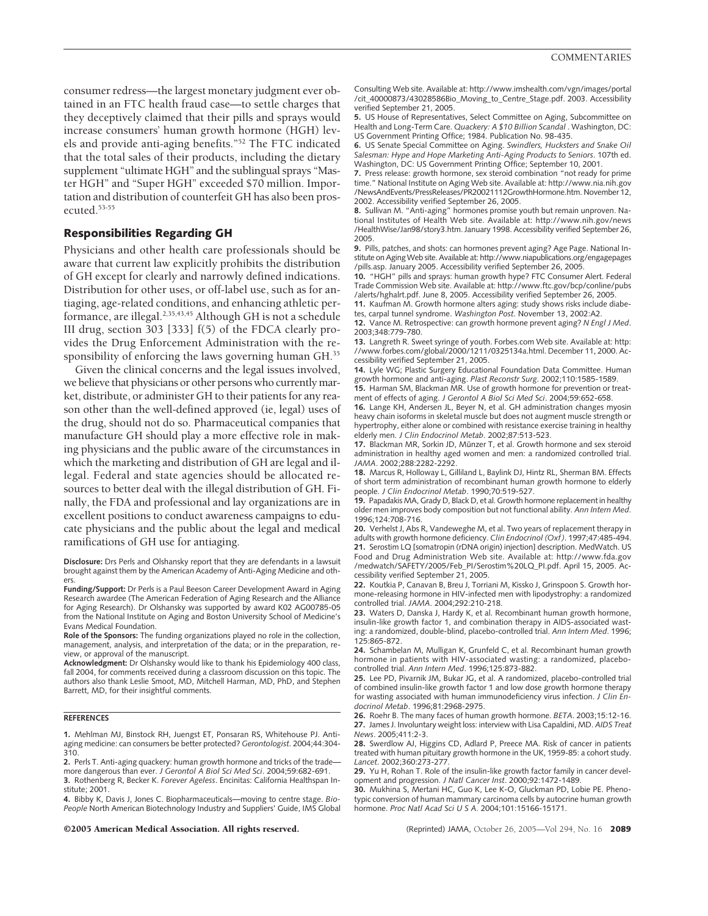consumer redress—the largest monetary judgment ever obtained in an FTC health fraud case—to settle charges that they deceptively claimed that their pills and sprays would increase consumers' human growth hormone (HGH) levels and provide anti-aging benefits."[52] The FTC indicated that the total sales of their products, including the dietary supplement "ultimate HGH" and the sublingual sprays "Master HGH" and "Super HGH" exceeded $70 million. Importation and distribution of counterfeit GH has also been prosecuted.[53-55]

## Responsibilities Regarding GH

Physicians and other health care professionals should be aware that current law explicitly prohibits the distribution of GH except for clearly and narrowly defined indications. Distribution for other uses, or off-label use, such as for antiaging, age-related conditions, and enhancing athletic performance, are illegal.[2,35,43,45] Although GH is not a schedule III drug, section 303 [333] f(5) of the FDCA clearly provides the Drug Enforcement Administration with the responsibility of enforcing the laws governing human GH.[35]

Given the clinical concerns and the legal issues involved, we believe that physicians or other persons who currently market, distribute, or administer GH to their patients for any reason other than the well-defined approved (ie, legal) uses of the drug, should not do so. Pharmaceutical companies that manufacture GH should play a more effective role in making physicians and the public aware of the circumstances in which the marketing and distribution of GH are legal and illegal. Federal and state agencies should be allocated resources to better deal with the illegal distribution of GH. Finally, the FDA and professional and lay organizations are in excellent positions to conduct awareness campaigns to educate physicians and the public about the legal and medical ramifications of GH use for antiaging.

**Disclosure:** Drs Perls and Olshansky report that they are defendants in a lawsuit brought against them by the American Academy of Anti-Aging Medicine and others.

**Funding/Support:** Dr Perls is a Paul Beeson Career Development Award in Aging Research awardee (The American Federation of Aging Research and the Alliance for Aging Research). Dr Olshansky was supported by award K02 AG00785-05 from the National Institute on Aging and Boston University School of Medicine's Evans Medical Foundation.

**Role of the Sponsors:** The funding organizations played no role in the collection, management, analysis, and interpretation of the data; or in the preparation, review, or approval of the manuscript.

**Acknowledgment:** Dr Olshansky would like to thank his Epidemiology 400 class, fall 2004, for comments received during a classroom discussion on this topic. The authors also thank Leslie Smoot, MD, Mitchell Harman, MD, PhD, and Stephen Barrett, MD, for their insightful comments.

## REFERENCES

1. Mehlman MJ, Binstock RH, Juengst ET, Ponsaran RS, Whitehouse PJ. Anti-aging medicine: can consumers be better protected? *Gerontologist*. 2004;44:304-310.
2. Perls T. Anti-aging quackery: human growth hormone and tricks of the trade—more dangerous than ever. *J Gerontol A Biol Sci Med Sci*. 2004;59:682-691.
3. Rothenberg R, Becker K. *Forever Ageless*. Encinitas: California Healthspan Institute; 2001.
4. Bibby K, Davis J, Jones C. Biopharmaceuticals—moving to centre stage. *Bio-People* North American Biotechnology Industry and Suppliers' Guide, IMS Global Consulting Web site. Available at: http://www.imshealth.com/vgn/images/portal/cit_40000873/43028586Bio_Moving_to_Centre_Stage.pdf. 2003. Accessibility verified September 21, 2005.
5. US House of Representatives, Select Committee on Aging, Subcommittee on Health and Long-Term Care. *Quackery: A $10 Billion Scandal* . Washington, DC: US Government Printing Office; 1984. Publication No. 98-435.
6. US Senate Special Committee on Aging. *Swindlers, Hucksters and Snake Oil Salesman: Hype and Hope Marketing Anti-Aging Products to Seniors*. 107th ed. Washington, DC: US Government Printing Office; September 10, 2001.
7. Press release: growth hormone, sex steroid combination "not ready for prime time." National Institute on Aging Web site. Available at: http://www.nia.nih.gov/NewsAndEvents/PressReleases/PR20021112GrowthHormone.htm. November 12, 2002. Accessibility verified September 26, 2005.
8. Sullivan M. "Anti-aging" hormones promise youth but remain unproven. National Institutes of Health Web site. Available at: http://www.nih.gov/news/HealthWise/Jan98/story3.htm. January 1998. Accessibility verified September 26, 2005.
9. Pills, patches, and shots: can hormones prevent aging? Age Page. National Institute on Aging Web site. Available at: http://www.niapublications.org/engagepages/pills.asp. January 2005. Accessibility verified September 26, 2005.
10. "HGH" pills and sprays: human growth hype? FTC Consumer Alert. Federal Trade Commission Web site. Available at: http://www.ftc.gov/bcp/conline/pubs/alerts/hghalrt.pdf. June 8, 2005. Accessibility verified September 26, 2005.
11. Kaufman M. Growth hormone alters aging: study shows risks include diabetes, carpal tunnel syndrome. *Washington Post*. November 13, 2002:A2.
12. Vance M. Retrospective: can growth hormone prevent aging? *N Engl J Med*. 2003;348:779-780.
13. Langreth R. Sweet syringe of youth. Forbes.com Web site. Available at: http://www.forbes.com/global/2000/1211/0325134a.html. December 11, 2000. Accessibility verified September 21, 2005.
14. Lyle WG; Plastic Surgery Educational Foundation Data Committee. Human growth hormone and anti-aging. *Plast Reconstr Surg*. 2002;110:1585-1589.
15. Harman SM, Blackman MR. Use of growth hormone for prevention or treatment of effects of aging. *J Gerontol A Biol Sci Med Sci*. 2004;59:652-658.
16. Lange KH, Andersen JL, Beyer N, et al. GH administration changes myosin heavy chain isoforms in skeletal muscle but does not augment muscle strength or hypertrophy, either alone or combined with resistance exercise training in healthy elderly men. *J Clin Endocrinol Metab*. 2002;87:513-523.
17. Blackman MR, Sorkin JD, Münzer T, et al. Growth hormone and sex steroid administration in healthy aged women and men: a randomized controlled trial. *JAMA*. 2002;288:2282-2292.
18. Marcus R, Holloway L, Gilliland L, Baylink DJ, Hintz RL, Sherman BM. Effects of short term administration of recombinant human growth hormone to elderly people. *J Clin Endocrinol Metab*. 1990;70:519-527.
19. Papadakis MA, Grady D, Black D, et al. Growth hormone replacement in healthy older men improves body composition but not functional ability. *Ann Intern Med*. 1996;124:708-716.
20. Verhelst J, Abs R, Vandeweghe M, et al. Two years of replacement therapy in adults with growth hormone deficiency. *Clin Endocrinol (Oxf)*. 1997;47:485-494.
21. Serostim LQ [somatropin (rDNA origin) injection] description. MedWatch. US Food and Drug Administration Web site. Available at: http://www.fda.gov/medwatch/SAFETY/2005/Feb_PI/Serostim%20LQ_PI.pdf. April 15, 2005. Accessibility verified September 21, 2005.
22. Koutkia P, Canavan B, Breu J, Torriani M, Kissko J, Grinspoon S. Growth hormone-releasing hormone in HIV-infected men with lipodystrophy: a randomized controlled trial. *JAMA*. 2004;292:210-218.
23. Waters D, Danska J, Hardy K, et al. Recombinant human growth hormone, insulin-like growth factor 1, and combination therapy in AIDS-associated wasting: a randomized, double-blind, placebo-controlled trial. *Ann Intern Med*. 1996;125:865-872.
24. Schambelan M, Mulligan K, Grunfeld C, et al. Recombinant human growth hormone in patients with HIV-associated wasting: a randomized, placebo-controlled trial. *Ann Intern Med*. 1996;125:873-882.
25. Lee PD, Pivarnik JM, Bukar JG, et al. A randomized, placebo-controlled trial of combined insulin-like growth factor 1 and low dose growth hormone therapy for wasting associated with human immunodeficiency virus infection. *J Clin Endocrinol Metab*. 1996;81:2968-2975.
26. Roehr B. The many faces of human growth hormone. *BETA*. 2003;15:12-16.
27. James J. Involuntary weight loss: interview with Lisa Capaldini, MD. *AIDS Treat News*. 2005;411:2-3.
28. Swerdlow AJ, Higgins CD, Adlard P, Preece MA. Risk of cancer in patients treated with human pituitary growth hormone in the UK, 1959-85: a cohort study. *Lancet*. 2002;360:273-277.
29. Yu H, Rohan T. Role of the insulin-like growth factor family in cancer development and progression. *J Natl Cancer Inst*. 2000;92:1472-1489.
30. Mukhina S, Mertani HC, Guo K, Lee K-O, Gluckman PD, Lobie PE. Phenotypic conversion of human mammary carcinoma cells by autocrine human growth hormone. *Proc Natl Acad Sci U S A*. 2004;101:15166-15171.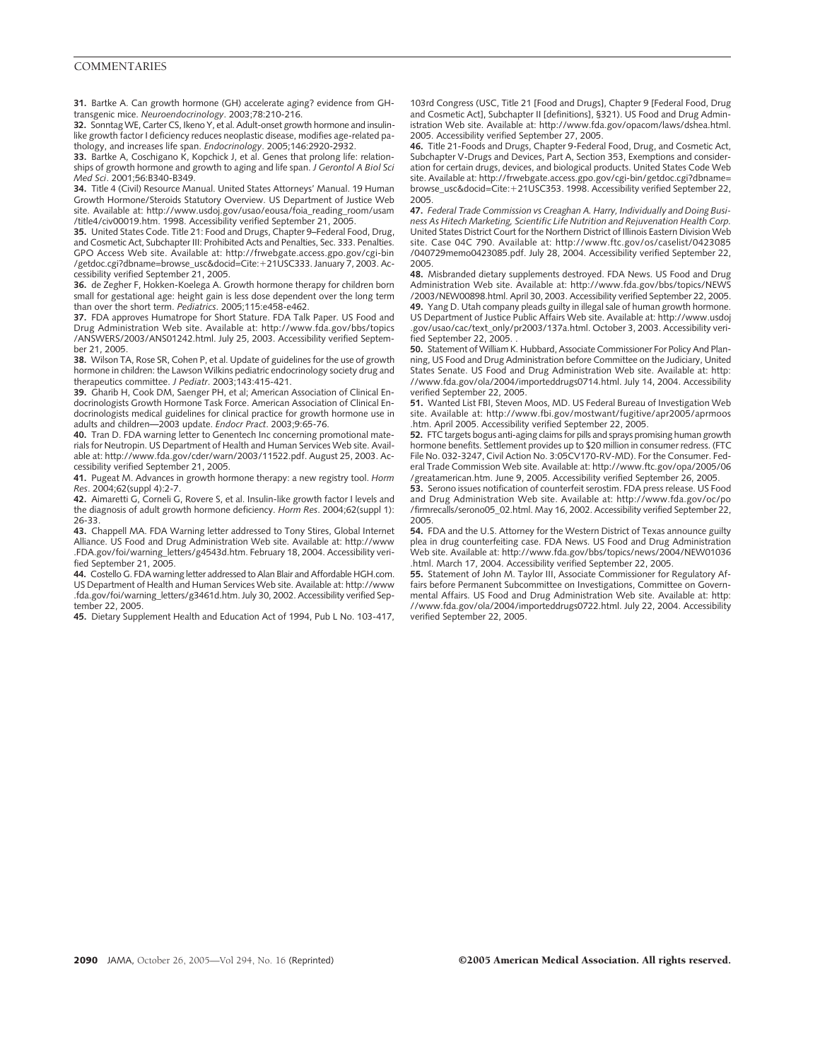**31.** Bartke A. Can growth hormone (GH) accelerate aging? evidence from GH-transgenic mice. *Neuroendocrinology*. 2003;78:210-216.

**32.** Sonntag WE, Carter CS, Ikeno Y, et al. Adult-onset growth hormone and insulin-like growth factor I deficiency reduces neoplastic disease, modifies age-related pathology, and increases life span. *Endocrinology*. 2005;146:2920-2932.

**33.** Bartke A, Coschigano K, Kopchick J, et al. Genes that prolong life: relationships of growth hormone and growth to aging and life span. *J Gerontol A Biol Sci Med Sci*. 2001;56:B340-B349.

**34.** Title 4 (Civil) Resource Manual. United States Attorneys' Manual. 19 Human Growth Hormone/Steroids Statutory Overview. US Department of Justice Web site. Available at: http://www.usdoj.gov/usao/eousa/foia_reading_room/usam/title4/civ00019.htm. 1998. Accessibility verified September 21, 2005.

**35.** United States Code. Title 21: Food and Drugs, Chapter 9–Federal Food, Drug, and Cosmetic Act, Subchapter III: Prohibited Acts and Penalties, Sec. 333. Penalties. GPO Access Web site. Available at: http://frwebgate.access.gpo.gov/cgi-bin/getdoc.cgi?dbname=browse_usc&docid=Cite:+21USC333. January 7, 2003. Accessibility verified September 21, 2005.

**36.** de Zegher F, Hokken-Koelega A. Growth hormone therapy for children born small for gestational age: height gain is less dose dependent over the long term than over the short term. *Pediatrics*. 2005;115:e458-e462.

**37.** FDA approves Humatrope for Short Stature. FDA Talk Paper. US Food and Drug Administration Web site. Available at: http://www.fda.gov/bbs/topics/ANSWERS/2003/ANS01242.html. July 25, 2003. Accessibility verified September 21, 2005.

**38.** Wilson TA, Rose SR, Cohen P, et al. Update of guidelines for the use of growth hormone in children: the Lawson Wilkins pediatric endocrinology society drug and therapeutics committee. *J Pediatr*. 2003;143:415-421.

**39.** Gharib H, Cook DM, Saenger PH, et al; American Association of Clinical Endocrinologists Growth Hormone Task Force. American Association of Clinical Endocrinologists medical guidelines for clinical practice for growth hormone use in adults and children—2003 update. *Endocr Pract*. 2003;9:65-76.

**40.** Tran D. FDA warning letter to Genentech Inc concerning promotional materials for Neutropin. US Department of Health and Human Services Web site. Available at: http://www.fda.gov/cder/warn/2003/11522.pdf. August 25, 2003. Accessibility verified September 21, 2005.

**41.** Pugeat M. Advances in growth hormone therapy: a new registry tool. *Horm Res*. 2004;62(suppl 4):2-7.

**42.** Aimaretti G, Corneli G, Rovere S, et al. Insulin-like growth factor I levels and the diagnosis of adult growth hormone deficiency. *Horm Res*. 2004;62(suppl 1):26-33.

**43.** Chappell MA. FDA Warning letter addressed to Tony Stires, Global Internet Alliance. US Food and Drug Administration Web site. Available at: http://www.FDA.gov/foi/warning_letters/g4543d.htm. February 18, 2004. Accessibility verified September 21, 2005.

**44.** Costello G. FDA warning letter addressed to Alan Blair and Affordable HGH.com. US Department of Health and Human Services Web site. Available at: http://www.fda.gov/foi/warning_letters/g3461d.htm. July 30, 2002. Accessibility verified September 22, 2005.

**45.** Dietary Supplement Health and Education Act of 1994, Pub L No. 103-417, 103rd Congress (USC, Title 21 [Food and Drugs], Chapter 9 [Federal Food, Drug and Cosmetic Act], Subchapter II [definitions], §321). US Food and Drug Administration Web site. Available at: http://www.fda.gov/opacom/laws/dshea.html. 2005. Accessibility verified September 27, 2005.

**46.** Title 21-Foods and Drugs, Chapter 9-Federal Food, Drug, and Cosmetic Act, Subchapter V-Drugs and Devices, Part A, Section 353, Exemptions and consideration for certain drugs, devices, and biological products. United States Code Web site. Available at: http://frwebgate.access.gpo.gov/cgi-bin/getdoc.cgi?dbname=browse_usc&docid=Cite:+21USC353. 1998. Accessibility verified September 22, 2005.

**47.** *Federal Trade Commission vs Creaghan A. Harry, Individually and Doing Business As Hitech Marketing, Scientific Life Nutrition and Rejuvenation Health Corp.* United States District Court for the Northern District of Illinois Eastern Division Web site. Case 04C 790. Available at: http://www.ftc.gov/os/caselist/0423085/040729memo0423085.pdf. July 28, 2004. Accessibility verified September 22, 2005.

**48.** Misbranded dietary supplements destroyed. FDA News. US Food and Drug Administration Web site. Available at: http://www.fda.gov/bbs/topics/NEWS/2003/NEW00898.html. April 30, 2003. Accessibility verified September 22, 2005.

**49.** Yang D. Utah company pleads guilty in illegal sale of human growth hormone. US Department of Justice Public Affairs Web site. Available at: http://www.usdoj.gov/usao/cac/text_only/pr2003/137a.html. October 3, 2003. Accessibility verified September 22, 2005. .

**50.** Statement of William K. Hubbard, Associate Commissioner For Policy And Planning, US Food and Drug Administration before Committee on the Judiciary, United States Senate. US Food and Drug Administration Web site. Available at: http://www.fda.gov/ola/2004/importeddrugs0714.html. July 14, 2004. Accessibility verified September 22, 2005.

**51.** Wanted List FBI, Steven Moos, MD. US Federal Bureau of Investigation Web site. Available at: http://www.fbi.gov/mostwant/fugitive/apr2005/aprmoos.htm. April 2005. Accessibility verified September 22, 2005.

**52.** FTC targets bogus anti-aging claims for pills and sprays promising human growth hormone benefits. Settlement provides up to $20 million in consumer redress. (FTC File No. 032-3247, Civil Action No. 3:05CV170-RV-MD). For the Consumer. Federal Trade Commission Web site. Available at: http://www.ftc.gov/opa/2005/06/greatamerican.htm. June 9, 2005. Accessibility verified September 26, 2005.

**53.** Serono issues notification of counterfeit serostim. FDA press release. US Food and Drug Administration Web site. Available at: http://www.fda.gov/oc/po/firmrecalls/serono05_02.html. May 16, 2002. Accessibility verified September 22, 2005.

**54.** FDA and the U.S. Attorney for the Western District of Texas announce guilty plea in drug counterfeiting case. FDA News. US Food and Drug Administration Web site. Available at: http://www.fda.gov/bbs/topics/news/2004/NEW01036.html. March 17, 2004. Accessibility verified September 22, 2005.

**55.** Statement of John M. Taylor III, Associate Commissioner for Regulatory Affairs before Permanent Subcommittee on Investigations, Committee on Governmental Affairs. US Food and Drug Administration Web site. Available at: http://www.fda.gov/ola/2004/importeddrugs0722.html. July 22, 2004. Accessibility verified September 22, 2005.